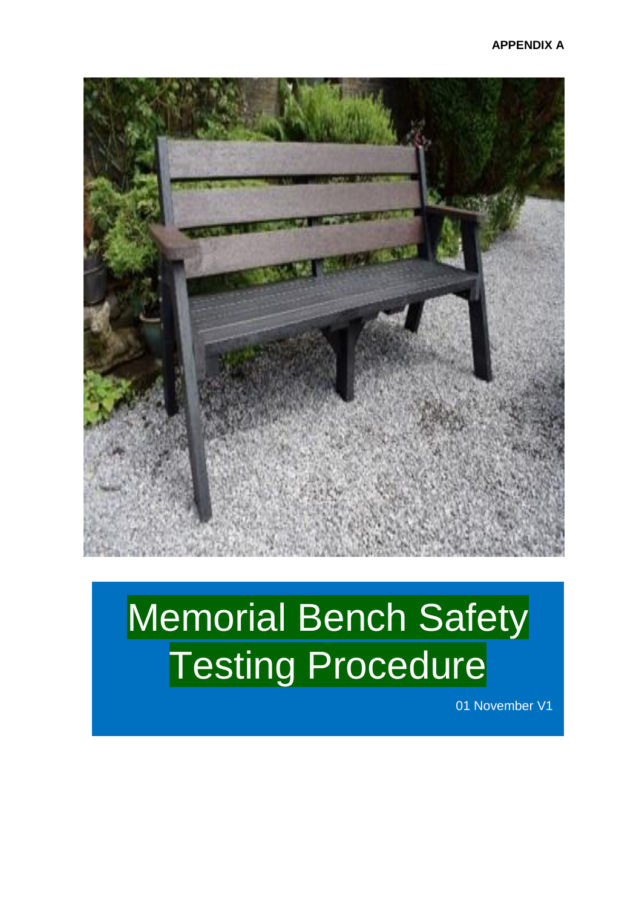**APPENDIX A**

# Memorial Bench Safety Testing Procedure

01 November V1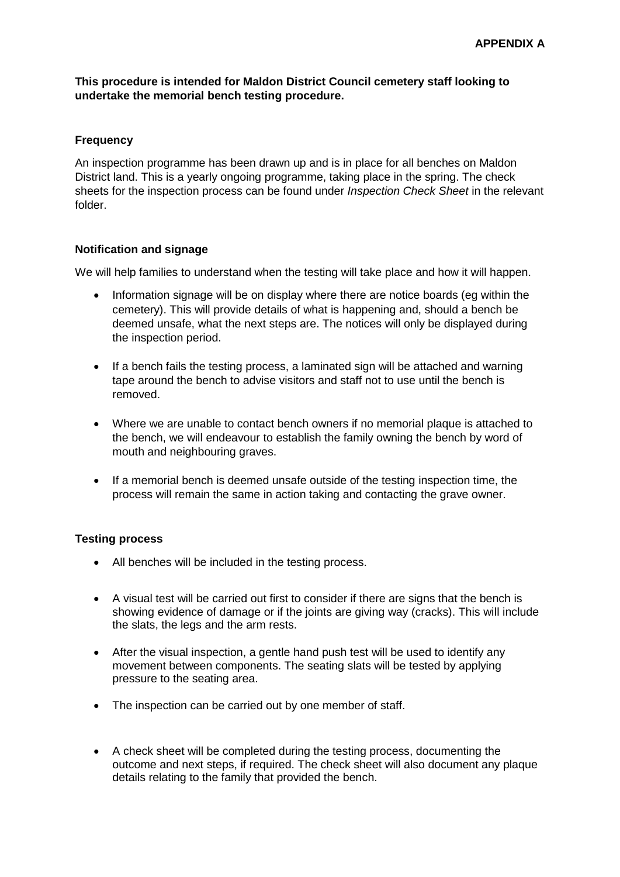**APPENDIX A**

**This procedure is intended for Maldon District Council cemetery staff looking to undertake the memorial bench testing procedure.**

**Frequency**

An inspection programme has been drawn up and is in place for all benches on Maldon District land. This is a yearly ongoing programme, taking place in the spring. The check sheets for the inspection process can be found under *Inspection Check Sheet* in the relevant folder.

**Notification and signage**

We will help families to understand when the testing will take place and how it will happen.

- Information signage will be on display where there are notice boards (eg within the cemetery). This will provide details of what is happening and, should a bench be deemed unsafe, what the next steps are. The notices will only be displayed during the inspection period.
- If a bench fails the testing process, a laminated sign will be attached and warning tape around the bench to advise visitors and staff not to use until the bench is removed.
- Where we are unable to contact bench owners if no memorial plaque is attached to the bench, we will endeavour to establish the family owning the bench by word of mouth and neighbouring graves.
- If a memorial bench is deemed unsafe outside of the testing inspection time, the process will remain the same in action taking and contacting the grave owner.

**Testing process**

- All benches will be included in the testing process.
- A visual test will be carried out first to consider if there are signs that the bench is showing evidence of damage or if the joints are giving way (cracks). This will include the slats, the legs and the arm rests.
- After the visual inspection, a gentle hand push test will be used to identify any movement between components. The seating slats will be tested by applying pressure to the seating area.
- The inspection can be carried out by one member of staff.
- A check sheet will be completed during the testing process, documenting the outcome and next steps, if required. The check sheet will also document any plaque details relating to the family that provided the bench.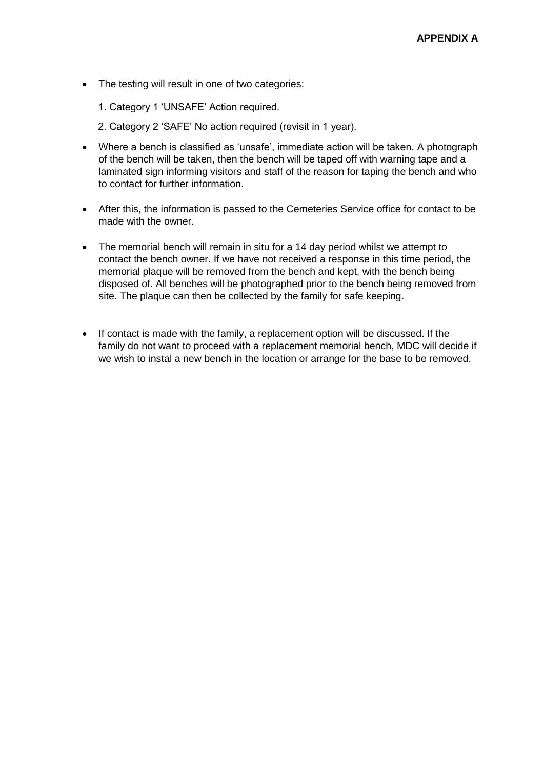**APPENDIX A**

- The testing will result in one of two categories:

  1. Category 1 'UNSAFE' Action required.
  2. Category 2 'SAFE' No action required (revisit in 1 year).

- Where a bench is classified as 'unsafe', immediate action will be taken. A photograph of the bench will be taken, then the bench will be taped off with warning tape and a laminated sign informing visitors and staff of the reason for taping the bench and who to contact for further information.

- After this, the information is passed to the Cemeteries Service office for contact to be made with the owner.

- The memorial bench will remain in situ for a 14 day period whilst we attempt to contact the bench owner. If we have not received a response in this time period, the memorial plaque will be removed from the bench and kept, with the bench being disposed of. All benches will be photographed prior to the bench being removed from site. The plaque can then be collected by the family for safe keeping.

- If contact is made with the family, a replacement option will be discussed. If the family do not want to proceed with a replacement memorial bench, MDC will decide if we wish to instal a new bench in the location or arrange for the base to be removed.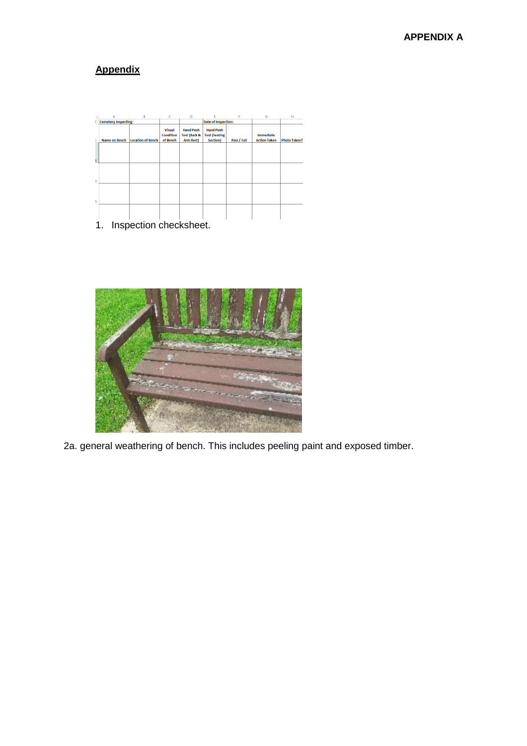**APPENDIX A**

## Appendix

| Cemetery Inspecting: | | | | Date of Inspection: | | | |
|---|---|---|---|---|---|---|---|
| Name on Bench | Location of Bench | Visual Condition of Bench | Hand Push Test (Back & Arm Rest) | Hand Push Test (Seating Section) | Pass / Fail | Immediate Action Taken | Photo Taken? |
| | | | | | | | |
| | | | | | | | |
| | | | | | | | |
| | | | | | | | |

1. Inspection checksheet.

2a. general weathering of bench. This includes peeling paint and exposed timber.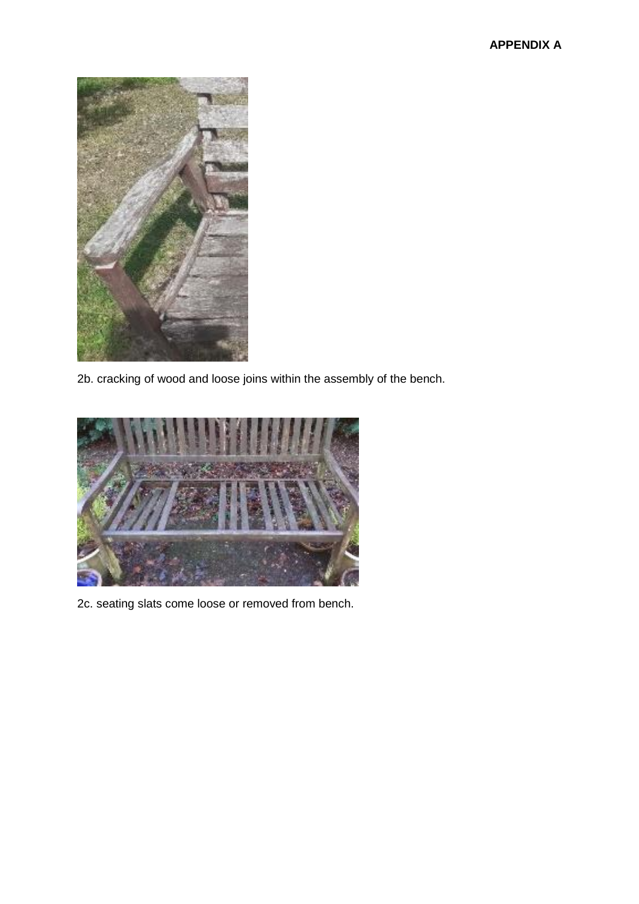**APPENDIX A**

2b. cracking of wood and loose joins within the assembly of the bench.

2c. seating slats come loose or removed from bench.